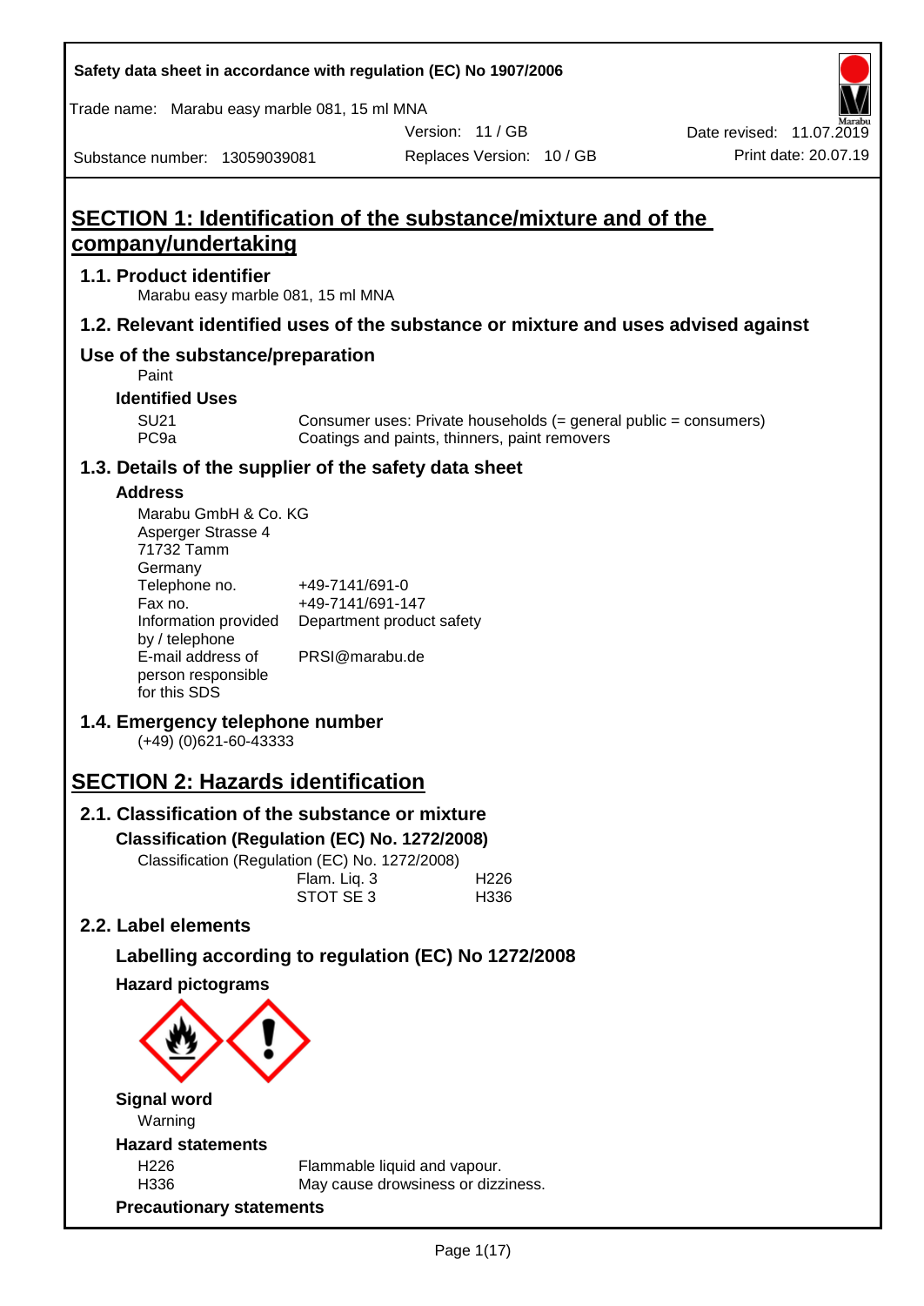# SECTION 1: Identification of the substance/mixture and of the company/undertaking

## 1.1. Product identifier

Marabu easy marble 081, 15 ml MNA

## 1.2. Relevant identified uses of the substance or mixture and uses advised against

## Use of the substance/preparation

Paint

### Identified Uses

| | |
|---|---|
| SU21 | Consumer uses: Private households (= general public = consumers) |
| PC9a | Coatings and paints, thinners, paint removers |

## 1.3. Details of the supplier of the safety data sheet

### Address

Marabu GmbH & Co. KG
Asperger Strasse 4
71732 Tamm
Germany

| | |
|---|---|
| Telephone no. | +49-7141/691-0 |
| Fax no. | +49-7141/691-147 |
| Information provided by / telephone | Department product safety |
| E-mail address of person responsible for this SDS | PRSI@marabu.de |

## 1.4. Emergency telephone number

(+49) (0)621-60-43333

# SECTION 2: Hazards identification

## 2.1. Classification of the substance or mixture

### Classification (Regulation (EC) No. 1272/2008)

Classification (Regulation (EC) No. 1272/2008)

| | |
|---|---|
| Flam. Liq. 3 | H226 |
| STOT SE 3 | H336 |

## 2.2. Label elements

### Labelling according to regulation (EC) No 1272/2008

### Hazard pictograms

### Signal word

Warning

### Hazard statements

| | |
|---|---|
| H226 | Flammable liquid and vapour. |
| H336 | May cause drowsiness or dizziness. |

### Precautionary statements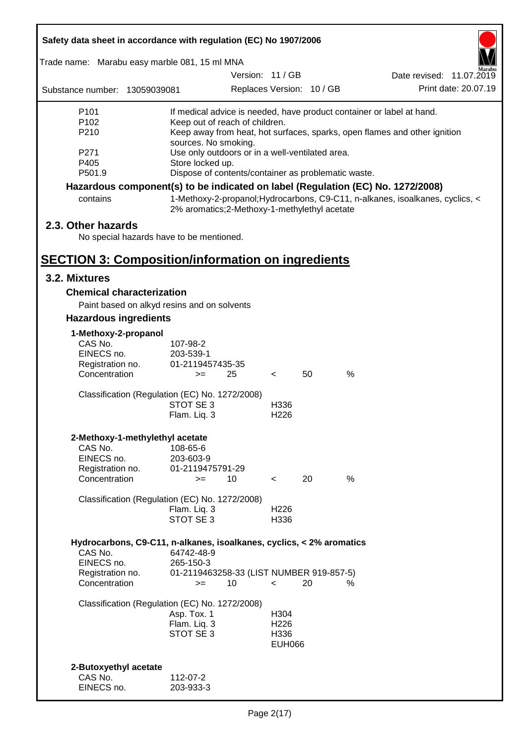| | |
|---|---|
| P101 | If medical advice is needed, have product container or label at hand. |
| P102 | Keep out of reach of children. |
| P210 | Keep away from heat, hot surfaces, sparks, open flames and other ignition sources. No smoking. |
| P271 | Use only outdoors or in a well-ventilated area. |
| P405 | Store locked up. |
| P501.9 | Dispose of contents/container as problematic waste. |

**Hazardous component(s) to be indicated on label (Regulation (EC) No. 1272/2008)**

| | |
|---|---|
| contains | 1-Methoxy-2-propanol;Hydrocarbons, C9-C11, n-alkanes, isoalkanes, cyclics, < 2% aromatics;2-Methoxy-1-methylethyl acetate |

## 2.3. Other hazards

No special hazards have to be mentioned.

# SECTION 3: Composition/information on ingredients

## 3.2. Mixtures

### Chemical characterization

Paint based on alkyd resins and on solvents

### Hazardous ingredients

**1-Methoxy-2-propanol**

| | | | | | |
|---|---|---|---|---|---|
| CAS No. | 107-98-2 | | | | |
| EINECS no. | 203-539-1 | | | | |
| Registration no. | 01-2119457435-35 | | | | |
| Concentration | >= | 25 | < | 50 | % |

Classification (Regulation (EC) No. 1272/2008)

| | |
|---|---|
| STOT SE 3 | H336 |
| Flam. Liq. 3 | H226 |

**2-Methoxy-1-methylethyl acetate**

| | | | | | |
|---|---|---|---|---|---|
| CAS No. | 108-65-6 | | | | |
| EINECS no. | 203-603-9 | | | | |
| Registration no. | 01-2119475791-29 | | | | |
| Concentration | >= | 10 | < | 20 | % |

Classification (Regulation (EC) No. 1272/2008)

| | |
|---|---|
| Flam. Liq. 3 | H226 |
| STOT SE 3 | H336 |

**Hydrocarbons, C9-C11, n-alkanes, isoalkanes, cyclics, < 2% aromatics**

| | | | | | |
|---|---|---|---|---|---|
| CAS No. | 64742-48-9 | | | | |
| EINECS no. | 265-150-3 | | | | |
| Registration no. | 01-2119463258-33 (LIST NUMBER 919-857-5) | | | | |
| Concentration | >= | 10 | < | 20 | % |

Classification (Regulation (EC) No. 1272/2008)

| | |
|---|---|
| Asp. Tox. 1 | H304 |
| Flam. Liq. 3 | H226 |
| STOT SE 3 | H336 |
| | EUH066 |

**2-Butoxyethyl acetate**

| | |
|---|---|
| CAS No. | 112-07-2 |
| EINECS no. | 203-933-3 |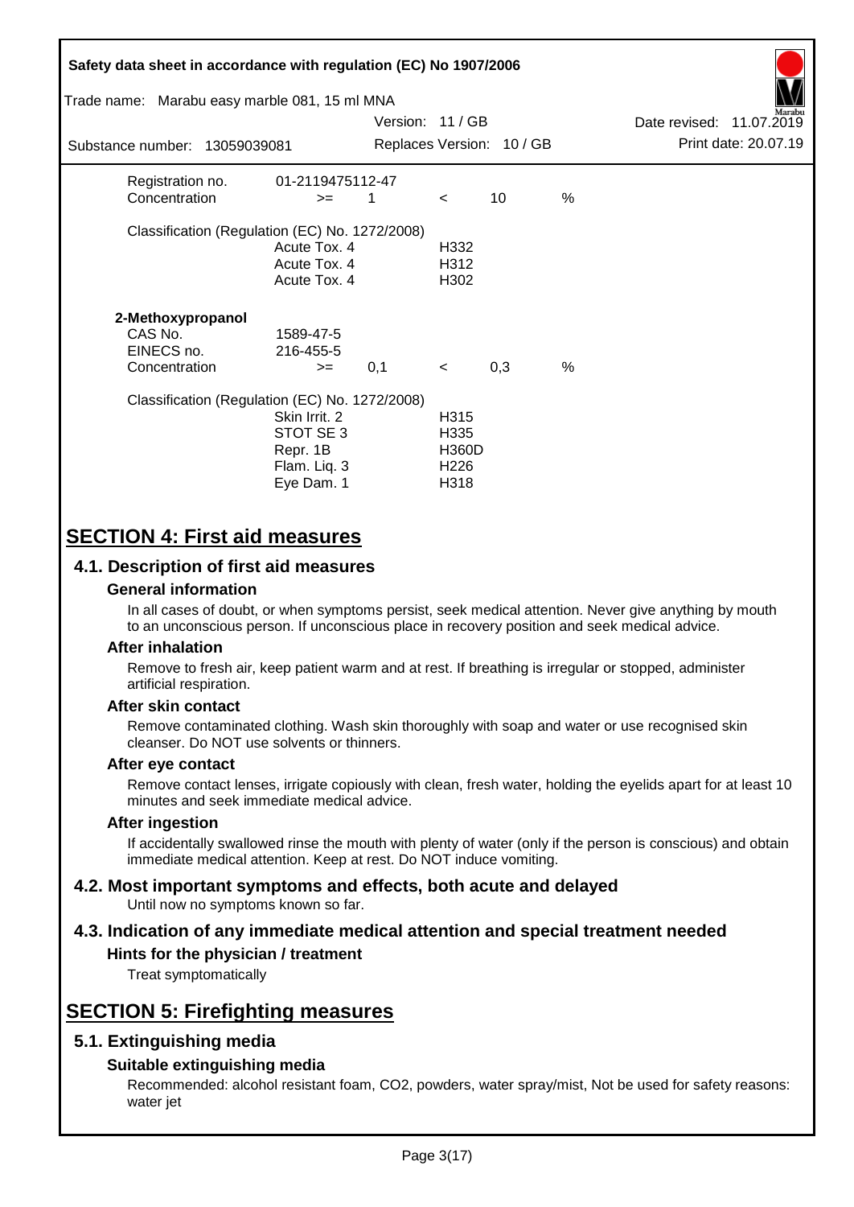| | | | | | |
|---|---|---|---|---|---|
| Registration no. | 01-2119475112-47 | | | | |
| Concentration | >= | 1 | < | 10 | % |

Classification (Regulation (EC) No. 1272/2008)

| | |
|---|---|
| Acute Tox. 4 | H332 |
| Acute Tox. 4 | H312 |
| Acute Tox. 4 | H302 |

**2-Methoxypropanol**

| | | | | | |
|---|---|---|---|---|---|
| CAS No. | 1589-47-5 | | | | |
| EINECS no. | 216-455-5 | | | | |
| Concentration | >= | 0,1 | < | 0,3 | % |

Classification (Regulation (EC) No. 1272/2008)

| | |
|---|---|
| Skin Irrit. 2 | H315 |
| STOT SE 3 | H335 |
| Repr. 1B | H360D |
| Flam. Liq. 3 | H226 |
| Eye Dam. 1 | H318 |

# SECTION 4: First aid measures

## 4.1. Description of first aid measures

### General information

In all cases of doubt, or when symptoms persist, seek medical attention. Never give anything by mouth to an unconscious person. If unconscious place in recovery position and seek medical advice.

### After inhalation

Remove to fresh air, keep patient warm and at rest. If breathing is irregular or stopped, administer artificial respiration.

### After skin contact

Remove contaminated clothing. Wash skin thoroughly with soap and water or use recognised skin cleanser. Do NOT use solvents or thinners.

### After eye contact

Remove contact lenses, irrigate copiously with clean, fresh water, holding the eyelids apart for at least 10 minutes and seek immediate medical advice.

### After ingestion

If accidentally swallowed rinse the mouth with plenty of water (only if the person is conscious) and obtain immediate medical attention. Keep at rest. Do NOT induce vomiting.

## 4.2. Most important symptoms and effects, both acute and delayed

Until now no symptoms known so far.

## 4.3. Indication of any immediate medical attention and special treatment needed

### Hints for the physician / treatment

Treat symptomatically

# SECTION 5: Firefighting measures

## 5.1. Extinguishing media

### Suitable extinguishing media

Recommended: alcohol resistant foam, CO2, powders, water spray/mist, Not be used for safety reasons: water jet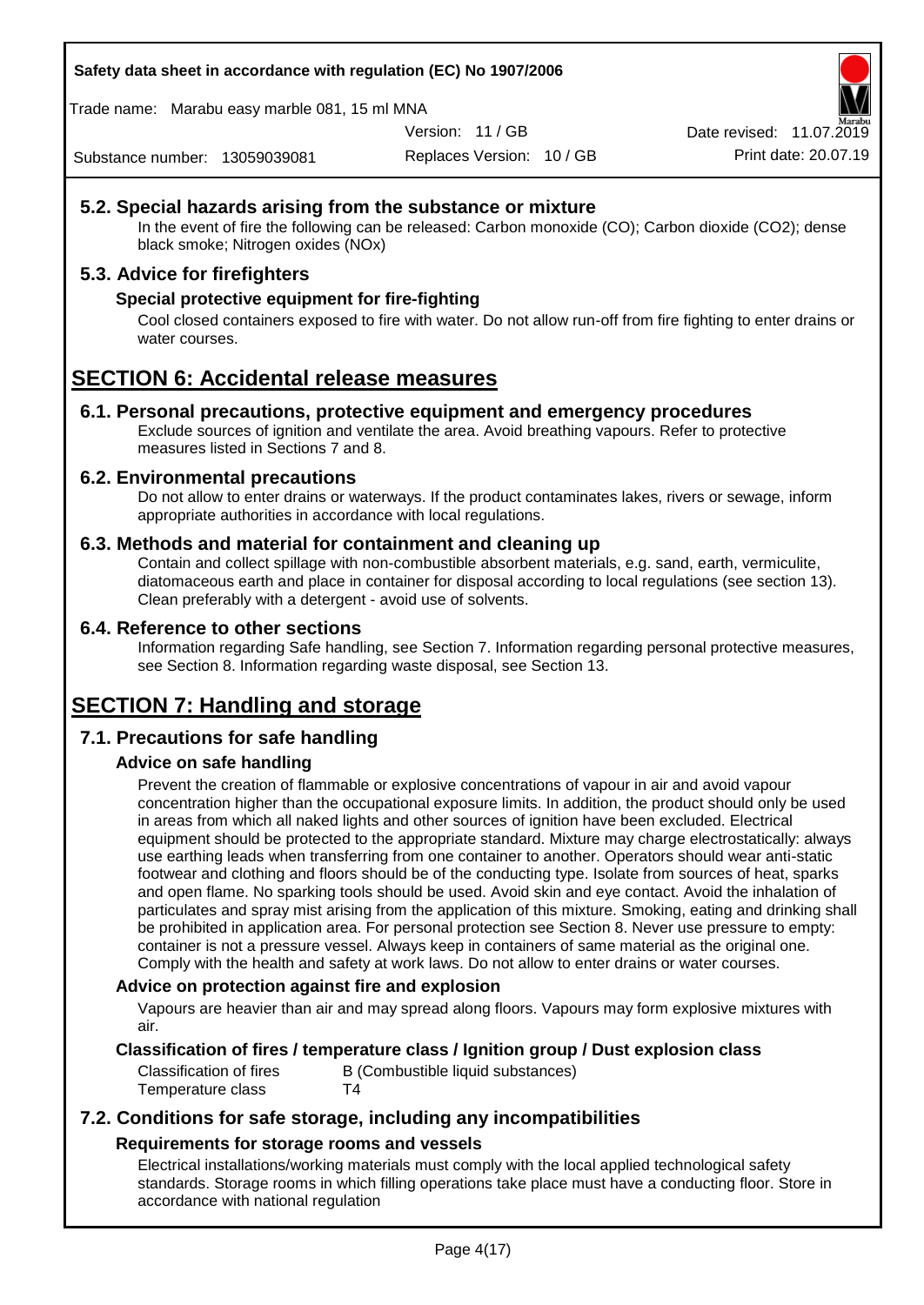## 5.2. Special hazards arising from the substance or mixture

In the event of fire the following can be released: Carbon monoxide (CO); Carbon dioxide (CO2); dense black smoke; Nitrogen oxides (NOx)

## 5.3. Advice for firefighters

### Special protective equipment for fire-fighting

Cool closed containers exposed to fire with water. Do not allow run-off from fire fighting to enter drains or water courses.

# SECTION 6: Accidental release measures

## 6.1. Personal precautions, protective equipment and emergency procedures

Exclude sources of ignition and ventilate the area. Avoid breathing vapours. Refer to protective measures listed in Sections 7 and 8.

## 6.2. Environmental precautions

Do not allow to enter drains or waterways. If the product contaminates lakes, rivers or sewage, inform appropriate authorities in accordance with local regulations.

## 6.3. Methods and material for containment and cleaning up

Contain and collect spillage with non-combustible absorbent materials, e.g. sand, earth, vermiculite, diatomaceous earth and place in container for disposal according to local regulations (see section 13). Clean preferably with a detergent - avoid use of solvents.

## 6.4. Reference to other sections

Information regarding Safe handling, see Section 7. Information regarding personal protective measures, see Section 8. Information regarding waste disposal, see Section 13.

# SECTION 7: Handling and storage

## 7.1. Precautions for safe handling

### Advice on safe handling

Prevent the creation of flammable or explosive concentrations of vapour in air and avoid vapour concentration higher than the occupational exposure limits. In addition, the product should only be used in areas from which all naked lights and other sources of ignition have been excluded. Electrical equipment should be protected to the appropriate standard. Mixture may charge electrostatically: always use earthing leads when transferring from one container to another. Operators should wear anti-static footwear and clothing and floors should be of the conducting type. Isolate from sources of heat, sparks and open flame. No sparking tools should be used. Avoid skin and eye contact. Avoid the inhalation of particulates and spray mist arising from the application of this mixture. Smoking, eating and drinking shall be prohibited in application area. For personal protection see Section 8. Never use pressure to empty: container is not a pressure vessel. Always keep in containers of same material as the original one. Comply with the health and safety at work laws. Do not allow to enter drains or water courses.

### Advice on protection against fire and explosion

Vapours are heavier than air and may spread along floors. Vapours may form explosive mixtures with air.

### Classification of fires / temperature class / Ignition group / Dust explosion class

| | |
|---|---|
| Classification of fires | B (Combustible liquid substances) |
| Temperature class | T4 |

## 7.2. Conditions for safe storage, including any incompatibilities

### Requirements for storage rooms and vessels

Electrical installations/working materials must comply with the local applied technological safety standards. Storage rooms in which filling operations take place must have a conducting floor. Store in accordance with national regulation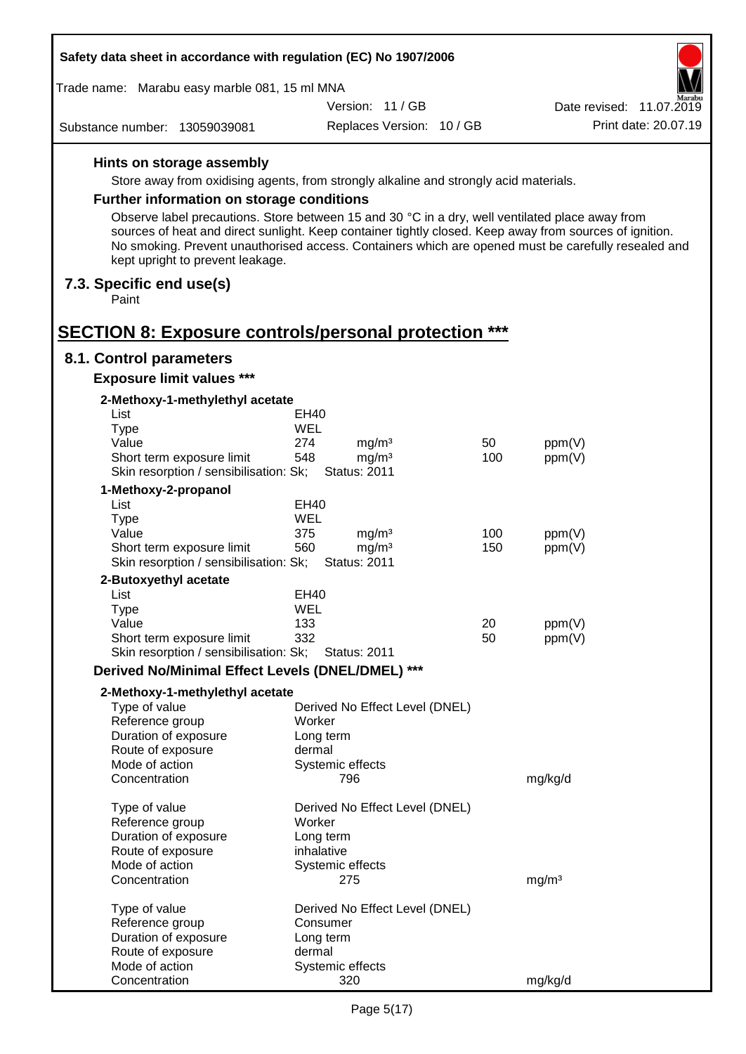### Hints on storage assembly

Store away from oxidising agents, from strongly alkaline and strongly acid materials.

### Further information on storage conditions

Observe label precautions. Store between 15 and 30 °C in a dry, well ventilated place away from sources of heat and direct sunlight. Keep container tightly closed. Keep away from sources of ignition. No smoking. Prevent unauthorised access. Containers which are opened must be carefully resealed and kept upright to prevent leakage.

## 7.3. Specific end use(s)

Paint

# SECTION 8: Exposure controls/personal protection ***

## 8.1. Control parameters

### Exposure limit values ***

**2-Methoxy-1-methylethyl acetate**

| | | | | |
|---|---|---|---|---|
| List | EH40 | | | |
| Type | WEL | | | |
| Value | 274 | mg/m³ | 50 | ppm(V) |
| Short term exposure limit | 548 | mg/m³ | 100 | ppm(V) |
| Skin resorption / sensibilisation: Sk; | Status: 2011 | | | |

**1-Methoxy-2-propanol**

| | | | | |
|---|---|---|---|---|
| List | EH40 | | | |
| Type | WEL | | | |
| Value | 375 | mg/m³ | 100 | ppm(V) |
| Short term exposure limit | 560 | mg/m³ | 150 | ppm(V) |
| Skin resorption / sensibilisation: Sk; | Status: 2011 | | | |

**2-Butoxyethyl acetate**

| | | | | |
|---|---|---|---|---|
| List | EH40 | | | |
| Type | WEL | | | |
| Value | 133 | | 20 | ppm(V) |
| Short term exposure limit | 332 | | 50 | ppm(V) |
| Skin resorption / sensibilisation: Sk; | Status: 2011 | | | |

### Derived No/Minimal Effect Levels (DNEL/DMEL) ***

**2-Methoxy-1-methylethyl acetate**

| | | |
|---|---|---|
| Type of value | Derived No Effect Level (DNEL) | |
| Reference group | Worker | |
| Duration of exposure | Long term | |
| Route of exposure | dermal | |
| Mode of action | Systemic effects | |
| Concentration | 796 | mg/kg/d |

| | | |
|---|---|---|
| Type of value | Derived No Effect Level (DNEL) | |
| Reference group | Worker | |
| Duration of exposure | Long term | |
| Route of exposure | inhalative | |
| Mode of action | Systemic effects | |
| Concentration | 275 | mg/m³ |

| | | |
|---|---|---|
| Type of value | Derived No Effect Level (DNEL) | |
| Reference group | Consumer | |
| Duration of exposure | Long term | |
| Route of exposure | dermal | |
| Mode of action | Systemic effects | |
| Concentration | 320 | mg/kg/d |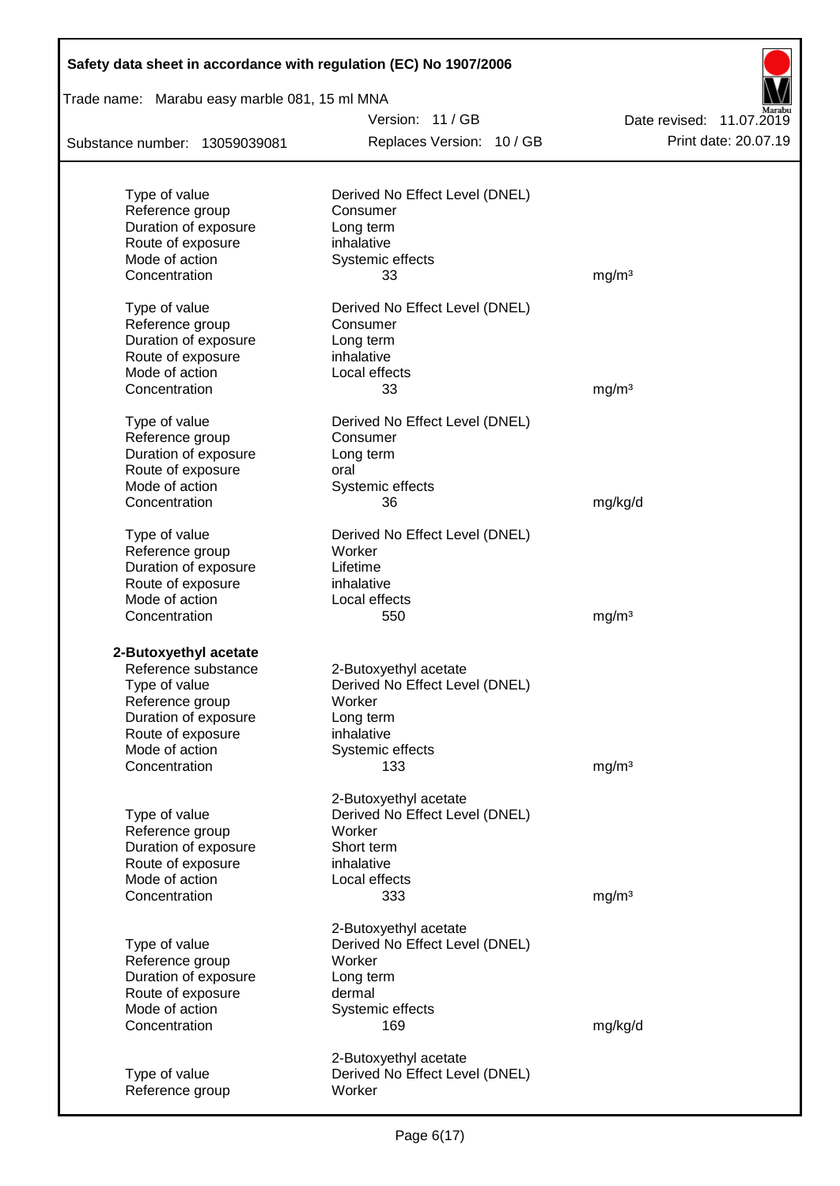| | | |
|---|---|---|
| Type of value | Derived No Effect Level (DNEL) | |
| Reference group | Consumer | |
| Duration of exposure | Long term | |
| Route of exposure | inhalative | |
| Mode of action | Systemic effects | |
| Concentration | 33 | mg/m³ |

| | | |
|---|---|---|
| Type of value | Derived No Effect Level (DNEL) | |
| Reference group | Consumer | |
| Duration of exposure | Long term | |
| Route of exposure | inhalative | |
| Mode of action | Local effects | |
| Concentration | 33 | mg/m³ |

| | | |
|---|---|---|
| Type of value | Derived No Effect Level (DNEL) | |
| Reference group | Consumer | |
| Duration of exposure | Long term | |
| Route of exposure | oral | |
| Mode of action | Systemic effects | |
| Concentration | 36 | mg/kg/d |

| | | |
|---|---|---|
| Type of value | Derived No Effect Level (DNEL) | |
| Reference group | Worker | |
| Duration of exposure | Lifetime | |
| Route of exposure | inhalative | |
| Mode of action | Local effects | |
| Concentration | 550 | mg/m³ |

**2-Butoxyethyl acetate**

| | | |
|---|---|---|
| Reference substance | 2-Butoxyethyl acetate | |
| Type of value | Derived No Effect Level (DNEL) | |
| Reference group | Worker | |
| Duration of exposure | Long term | |
| Route of exposure | inhalative | |
| Mode of action | Systemic effects | |
| Concentration | 133 | mg/m³ |

| | | |
|---|---|---|
| | 2-Butoxyethyl acetate | |
| Type of value | Derived No Effect Level (DNEL) | |
| Reference group | Worker | |
| Duration of exposure | Short term | |
| Route of exposure | inhalative | |
| Mode of action | Local effects | |
| Concentration | 333 | mg/m³ |

| | | |
|---|---|---|
| | 2-Butoxyethyl acetate | |
| Type of value | Derived No Effect Level (DNEL) | |
| Reference group | Worker | |
| Duration of exposure | Long term | |
| Route of exposure | dermal | |
| Mode of action | Systemic effects | |
| Concentration | 169 | mg/kg/d |

| | | |
|---|---|---|
| | 2-Butoxyethyl acetate | |
| Type of value | Derived No Effect Level (DNEL) | |
| Reference group | Worker | |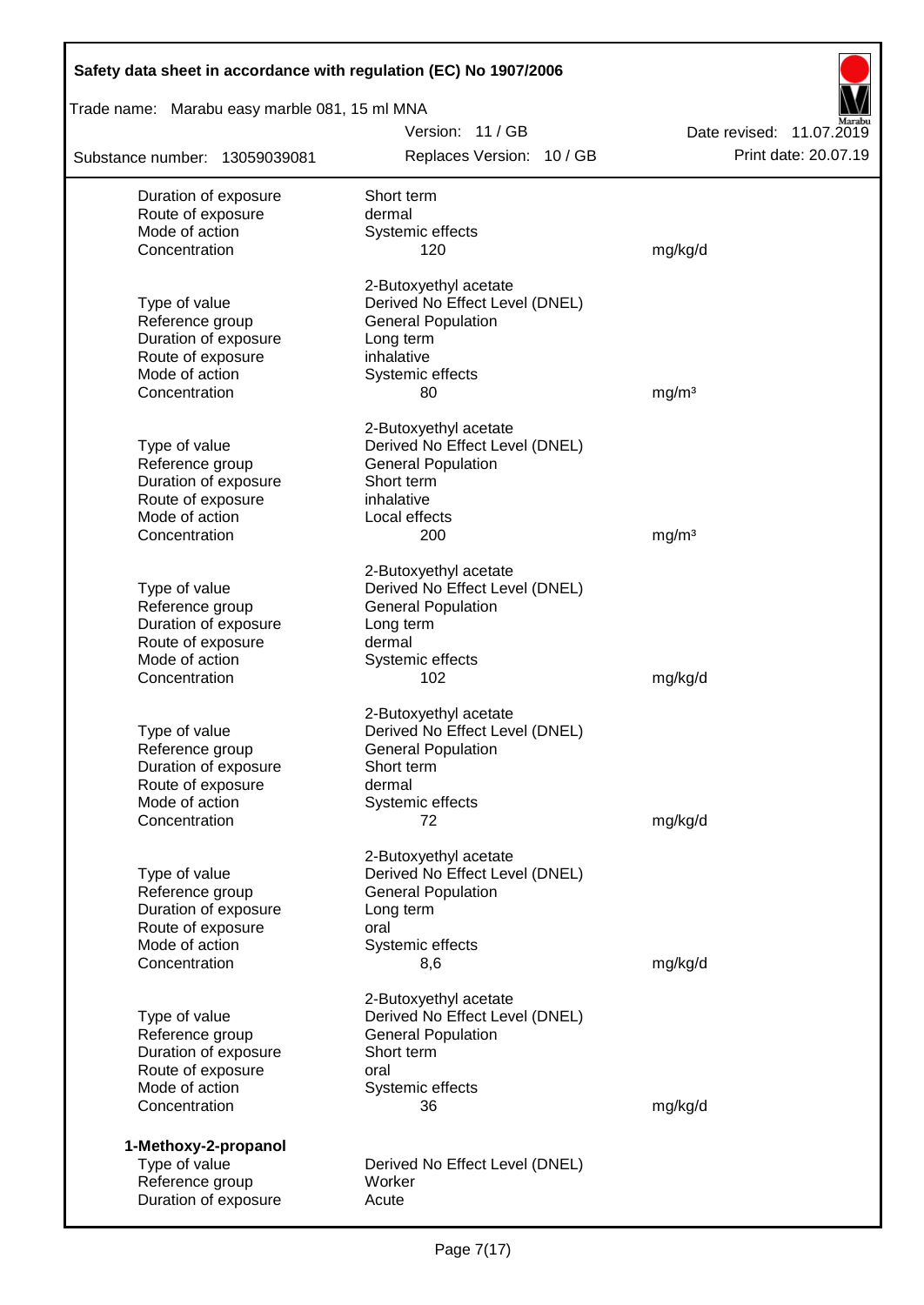| | | |
|---|---|---|
| Duration of exposure | Short term | |
| Route of exposure | dermal | |
| Mode of action | Systemic effects | |
| Concentration | 120 | mg/kg/d |

| | 2-Butoxyethyl acetate | |
|---|---|---|
| Type of value | Derived No Effect Level (DNEL) | |
| Reference group | General Population | |
| Duration of exposure | Long term | |
| Route of exposure | inhalative | |
| Mode of action | Systemic effects | |
| Concentration | 80 | mg/m³ |

| | 2-Butoxyethyl acetate | |
|---|---|---|
| Type of value | Derived No Effect Level (DNEL) | |
| Reference group | General Population | |
| Duration of exposure | Short term | |
| Route of exposure | inhalative | |
| Mode of action | Local effects | |
| Concentration | 200 | mg/m³ |

| | 2-Butoxyethyl acetate | |
|---|---|---|
| Type of value | Derived No Effect Level (DNEL) | |
| Reference group | General Population | |
| Duration of exposure | Long term | |
| Route of exposure | dermal | |
| Mode of action | Systemic effects | |
| Concentration | 102 | mg/kg/d |

| | 2-Butoxyethyl acetate | |
|---|---|---|
| Type of value | Derived No Effect Level (DNEL) | |
| Reference group | General Population | |
| Duration of exposure | Short term | |
| Route of exposure | dermal | |
| Mode of action | Systemic effects | |
| Concentration | 72 | mg/kg/d |

| | 2-Butoxyethyl acetate | |
|---|---|---|
| Type of value | Derived No Effect Level (DNEL) | |
| Reference group | General Population | |
| Duration of exposure | Long term | |
| Route of exposure | oral | |
| Mode of action | Systemic effects | |
| Concentration | 8,6 | mg/kg/d |

| | 2-Butoxyethyl acetate | |
|---|---|---|
| Type of value | Derived No Effect Level (DNEL) | |
| Reference group | General Population | |
| Duration of exposure | Short term | |
| Route of exposure | oral | |
| Mode of action | Systemic effects | |
| Concentration | 36 | mg/kg/d |

**1-Methoxy-2-propanol**

| | |
|---|---|
| Type of value | Derived No Effect Level (DNEL) |
| Reference group | Worker |
| Duration of exposure | Acute |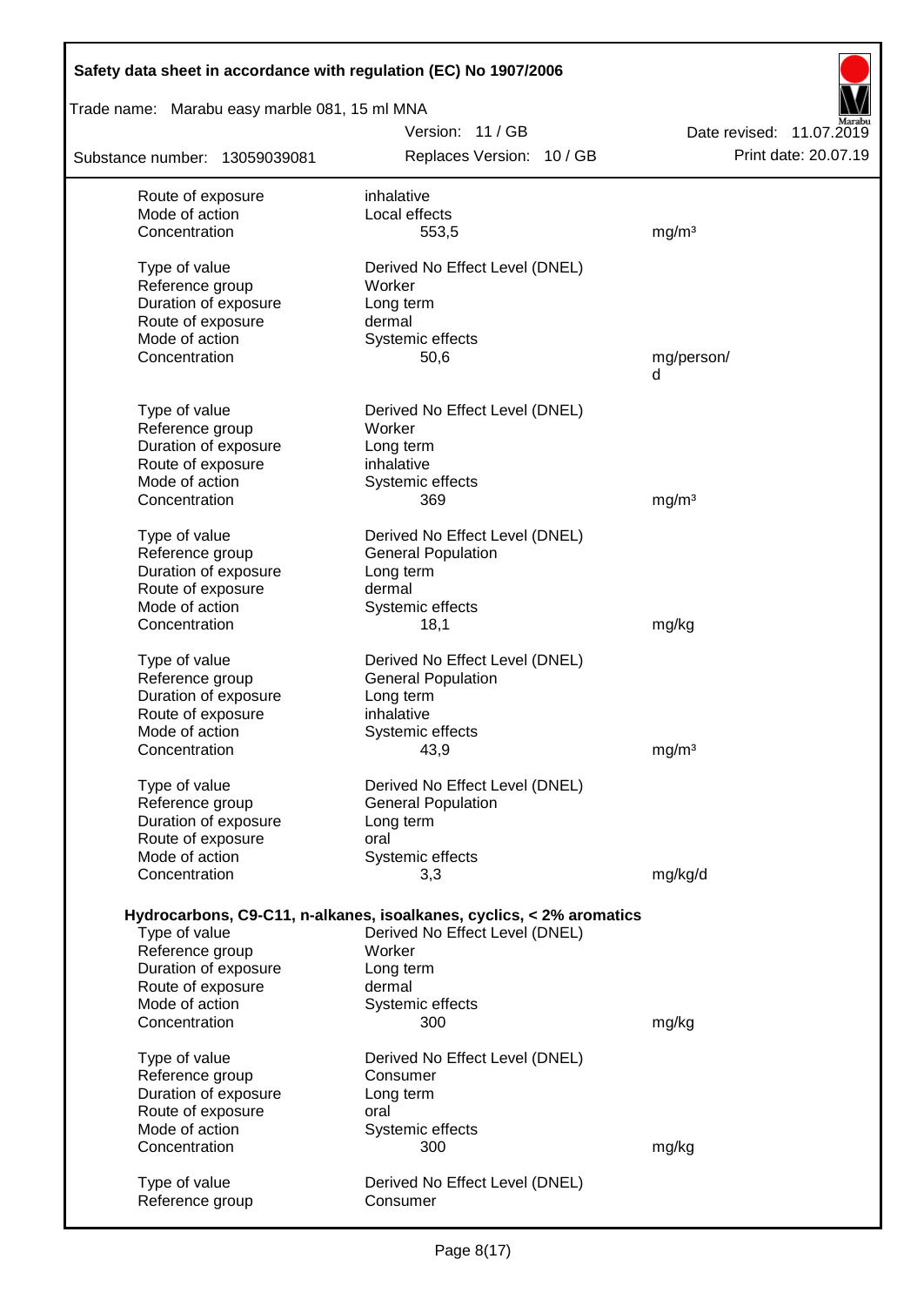| | | |
|---|---|---|
| Route of exposure | inhalative | |
| Mode of action | Local effects | |
| Concentration | 553,5 | mg/m³ |
| | | |
| Type of value | Derived No Effect Level (DNEL) | |
| Reference group | Worker | |
| Duration of exposure | Long term | |
| Route of exposure | dermal | |
| Mode of action | Systemic effects | |
| Concentration | 50,6 | mg/person/d |
| | | |
| Type of value | Derived No Effect Level (DNEL) | |
| Reference group | Worker | |
| Duration of exposure | Long term | |
| Route of exposure | inhalative | |
| Mode of action | Systemic effects | |
| Concentration | 369 | mg/m³ |
| | | |
| Type of value | Derived No Effect Level (DNEL) | |
| Reference group | General Population | |
| Duration of exposure | Long term | |
| Route of exposure | dermal | |
| Mode of action | Systemic effects | |
| Concentration | 18,1 | mg/kg |
| | | |
| Type of value | Derived No Effect Level (DNEL) | |
| Reference group | General Population | |
| Duration of exposure | Long term | |
| Route of exposure | inhalative | |
| Mode of action | Systemic effects | |
| Concentration | 43,9 | mg/m³ |
| | | |
| Type of value | Derived No Effect Level (DNEL) | |
| Reference group | General Population | |
| Duration of exposure | Long term | |
| Route of exposure | oral | |
| Mode of action | Systemic effects | |
| Concentration | 3,3 | mg/kg/d |

**Hydrocarbons, C9-C11, n-alkanes, isoalkanes, cyclics, < 2% aromatics**

| | | |
|---|---|---|
| Type of value | Derived No Effect Level (DNEL) | |
| Reference group | Worker | |
| Duration of exposure | Long term | |
| Route of exposure | dermal | |
| Mode of action | Systemic effects | |
| Concentration | 300 | mg/kg |
| | | |
| Type of value | Derived No Effect Level (DNEL) | |
| Reference group | Consumer | |
| Duration of exposure | Long term | |
| Route of exposure | oral | |
| Mode of action | Systemic effects | |
| Concentration | 300 | mg/kg |
| | | |
| Type of value | Derived No Effect Level (DNEL) | |
| Reference group | Consumer | |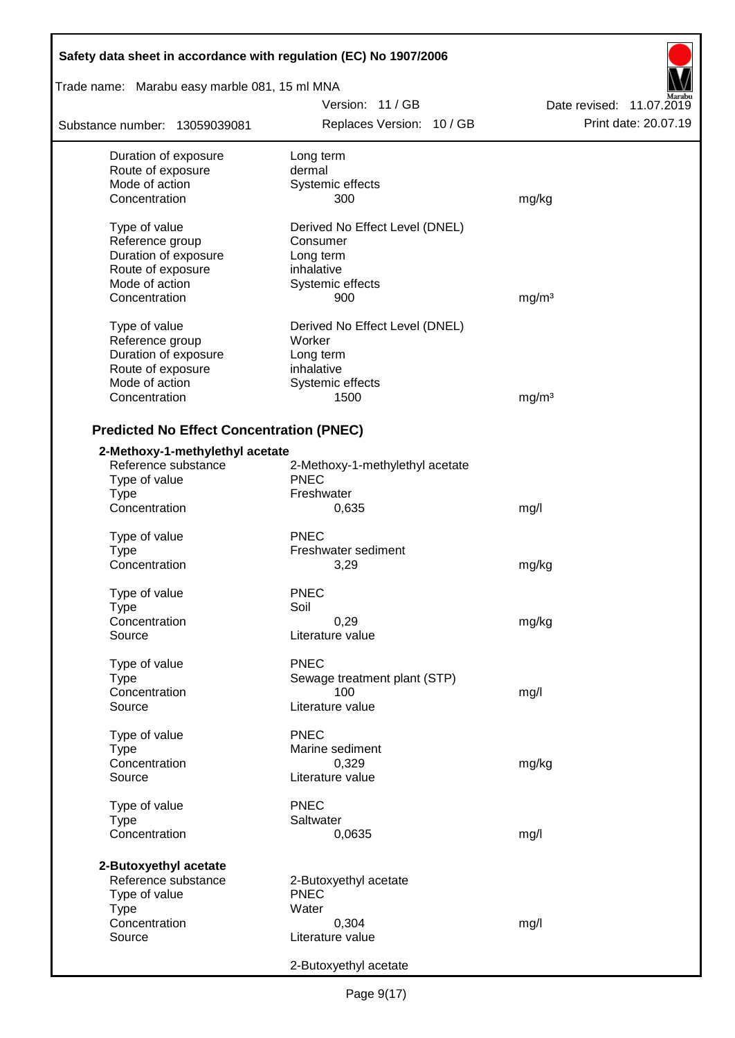| | | |
|---|---|---|
| Duration of exposure | Long term | |
| Route of exposure | dermal | |
| Mode of action | Systemic effects | |
| Concentration | 300 | mg/kg |
| | | |
| Type of value | Derived No Effect Level (DNEL) | |
| Reference group | Consumer | |
| Duration of exposure | Long term | |
| Route of exposure | inhalative | |
| Mode of action | Systemic effects | |
| Concentration | 900 | mg/m³ |
| | | |
| Type of value | Derived No Effect Level (DNEL) | |
| Reference group | Worker | |
| Duration of exposure | Long term | |
| Route of exposure | inhalative | |
| Mode of action | Systemic effects | |
| Concentration | 1500 | mg/m³ |

## Predicted No Effect Concentration (PNEC)

**2-Methoxy-1-methylethyl acetate**

| | | |
|---|---|---|
| Reference substance | 2-Methoxy-1-methylethyl acetate | |
| Type of value | PNEC | |
| Type | Freshwater | |
| Concentration | 0,635 | mg/l |
| | | |
| Type of value | PNEC | |
| Type | Freshwater sediment | |
| Concentration | 3,29 | mg/kg |
| | | |
| Type of value | PNEC | |
| Type | Soil | |
| Concentration | 0,29 | mg/kg |
| Source | Literature value | |
| | | |
| Type of value | PNEC | |
| Type | Sewage treatment plant (STP) | |
| Concentration | 100 | mg/l |
| Source | Literature value | |
| | | |
| Type of value | PNEC | |
| Type | Marine sediment | |
| Concentration | 0,329 | mg/kg |
| Source | Literature value | |
| | | |
| Type of value | PNEC | |
| Type | Saltwater | |
| Concentration | 0,0635 | mg/l |

**2-Butoxyethyl acetate**

| | | |
|---|---|---|
| Reference substance | 2-Butoxyethyl acetate | |
| Type of value | PNEC | |
| Type | Water | |
| Concentration | 0,304 | mg/l |
| Source | Literature value | |
| | | |
| | 2-Butoxyethyl acetate | |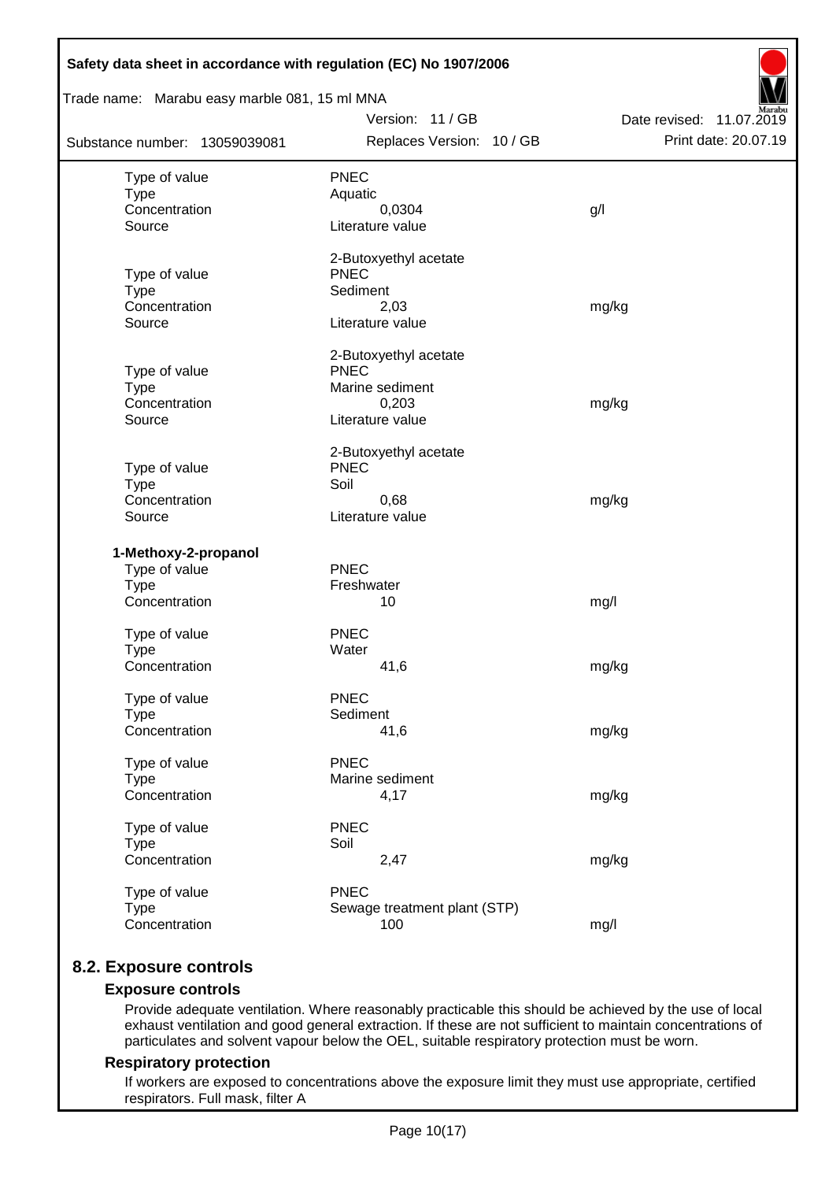| | | |
|---|---|---|
| Type of value | PNEC | |
| Type | Aquatic | |
| Concentration | 0,0304 | g/l |
| Source | Literature value | |
| | 2-Butoxyethyl acetate | |
| Type of value | PNEC | |
| Type | Sediment | |
| Concentration | 2,03 | mg/kg |
| Source | Literature value | |
| | 2-Butoxyethyl acetate | |
| Type of value | PNEC | |
| Type | Marine sediment | |
| Concentration | 0,203 | mg/kg |
| Source | Literature value | |
| | 2-Butoxyethyl acetate | |
| Type of value | PNEC | |
| Type | Soil | |
| Concentration | 0,68 | mg/kg |
| Source | Literature value | |

**1-Methoxy-2-propanol**

| | | |
|---|---|---|
| Type of value | PNEC | |
| Type | Freshwater | |
| Concentration | 10 | mg/l |
| Type of value | PNEC | |
| Type | Water | |
| Concentration | 41,6 | mg/kg |
| Type of value | PNEC | |
| Type | Sediment | |
| Concentration | 41,6 | mg/kg |
| Type of value | PNEC | |
| Type | Marine sediment | |
| Concentration | 4,17 | mg/kg |
| Type of value | PNEC | |
| Type | Soil | |
| Concentration | 2,47 | mg/kg |
| Type of value | PNEC | |
| Type | Sewage treatment plant (STP) | |
| Concentration | 100 | mg/l |

## 8.2. Exposure controls

### Exposure controls

Provide adequate ventilation. Where reasonably practicable this should be achieved by the use of local exhaust ventilation and good general extraction. If these are not sufficient to maintain concentrations of particulates and solvent vapour below the OEL, suitable respiratory protection must be worn.

### Respiratory protection

If workers are exposed to concentrations above the exposure limit they must use appropriate, certified respirators. Full mask, filter A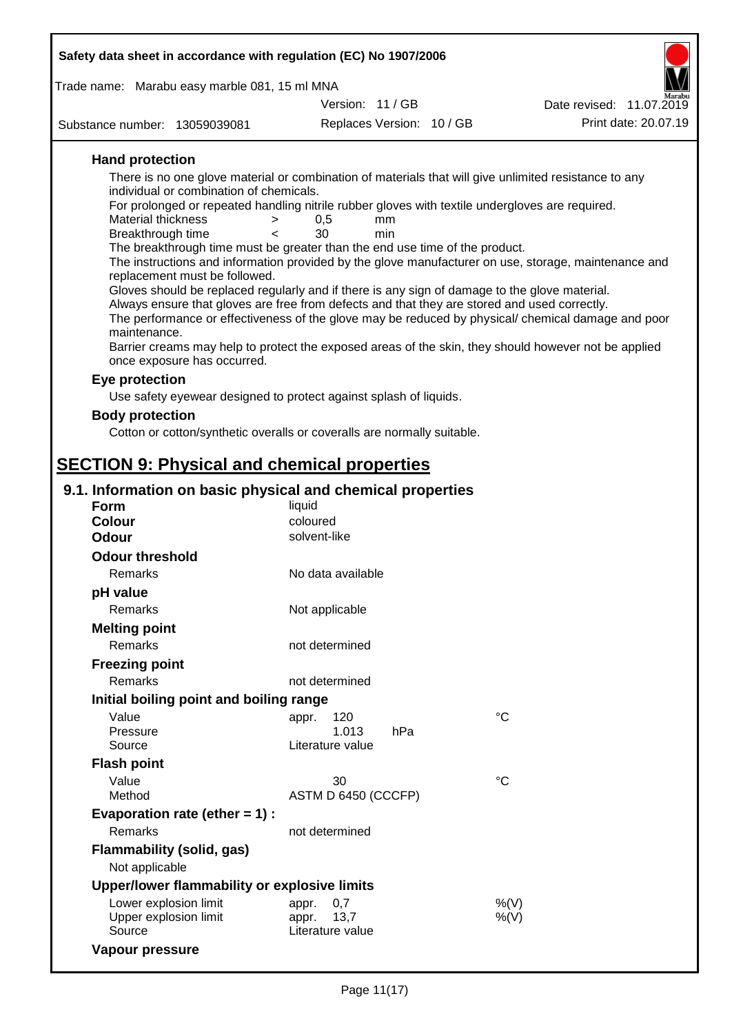### Hand protection

There is no one glove material or combination of materials that will give unlimited resistance to any individual or combination of chemicals.

For prolonged or repeated handling nitrile rubber gloves with textile undergloves are required.

| | | | |
|---|---|---|---|
| Material thickness | > | 0,5 | mm |
| Breakthrough time | < | 30 | min |

The breakthrough time must be greater than the end use time of the product.

The instructions and information provided by the glove manufacturer on use, storage, maintenance and replacement must be followed.

Gloves should be replaced regularly and if there is any sign of damage to the glove material.

Always ensure that gloves are free from defects and that they are stored and used correctly.

The performance or effectiveness of the glove may be reduced by physical/ chemical damage and poor maintenance.

Barrier creams may help to protect the exposed areas of the skin, they should however not be applied once exposure has occurred.

### Eye protection

Use safety eyewear designed to protect against splash of liquids.

### Body protection

Cotton or cotton/synthetic overalls or coveralls are normally suitable.

# SECTION 9: Physical and chemical properties

## 9.1. Information on basic physical and chemical properties

**Form** liquid

**Colour** coloured

**Odour** solvent-like

**Odour threshold**

Remarks: No data available

**pH value**

Remarks: Not applicable

**Melting point**

Remarks: not determined

**Freezing point**

Remarks: not determined

**Initial boiling point and boiling range**

| | | | |
|---|---|---|---|
| Value | appr. 120 | | °C |
| Pressure | 1.013 | hPa | |
| Source | Literature value | | |

**Flash point**

| | | |
|---|---|---|
| Value | 30 | °C |
| Method | ASTM D 6450 (CCCFP) | |

**Evaporation rate (ether = 1) :**

Remarks: not determined

**Flammability (solid, gas)**

Not applicable

**Upper/lower flammability or explosive limits**

| | | |
|---|---|---|
| Lower explosion limit | appr. 0,7 | %(V) |
| Upper explosion limit | appr. 13,7 | %(V) |
| Source | Literature value | |

**Vapour pressure**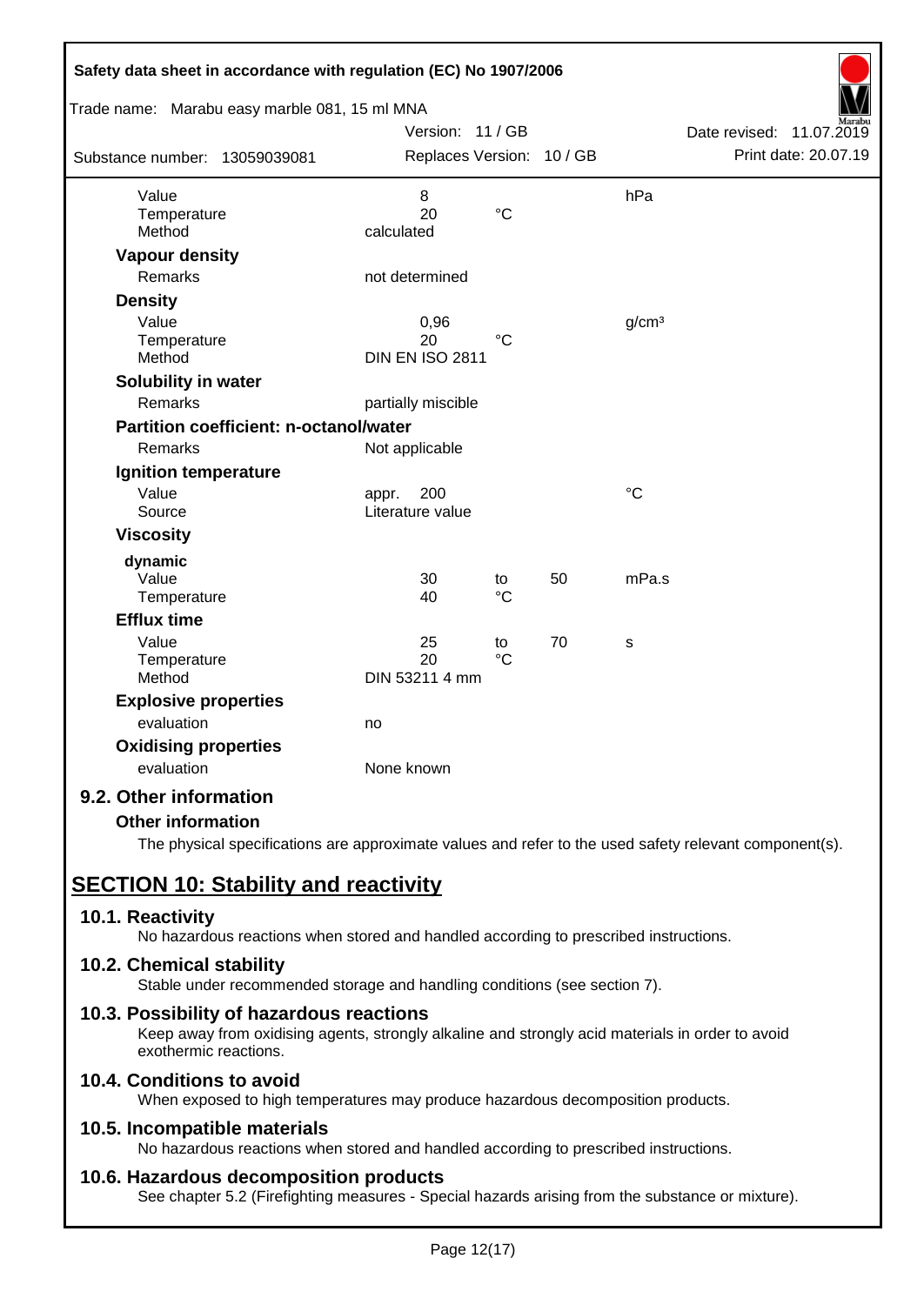| | | | | |
|---|---|---|---|---|
| Value | 8 | | | hPa |
| Temperature | 20 | °C | | |
| Method | calculated | | | |

**Vapour density**

| | |
|---|---|
| Remarks | not determined |

**Density**

| | | | |
|---|---|---|---|
| Value | 0,96 | | g/cm³ |
| Temperature | 20 | °C | |
| Method | DIN EN ISO 2811 | | |

**Solubility in water**

| | |
|---|---|
| Remarks | partially miscible |

**Partition coefficient: n-octanol/water**

| | |
|---|---|
| Remarks | Not applicable |

**Ignition temperature**

| | | |
|---|---|---|
| Value | appr. 200 | °C |
| Source | Literature value | |

**Viscosity**

dynamic

| | | | | |
|---|---|---|---|---|
| Value | 30 | to | 50 | mPa.s |
| Temperature | 40 | °C | | |

**Efflux time**

| | | | | |
|---|---|---|---|---|
| Value | 25 | to | 70 | s |
| Temperature | 20 | °C | | |
| Method | DIN 53211 4 mm | | | |

**Explosive properties**

| | |
|---|---|
| evaluation | no |

**Oxidising properties**

| | |
|---|---|
| evaluation | None known |

### 9.2. Other information

**Other information**

The physical specifications are approximate values and refer to the used safety relevant component(s).

## SECTION 10: Stability and reactivity

### 10.1. Reactivity

No hazardous reactions when stored and handled according to prescribed instructions.

### 10.2. Chemical stability

Stable under recommended storage and handling conditions (see section 7).

### 10.3. Possibility of hazardous reactions

Keep away from oxidising agents, strongly alkaline and strongly acid materials in order to avoid exothermic reactions.

### 10.4. Conditions to avoid

When exposed to high temperatures may produce hazardous decomposition products.

### 10.5. Incompatible materials

No hazardous reactions when stored and handled according to prescribed instructions.

### 10.6. Hazardous decomposition products

See chapter 5.2 (Firefighting measures - Special hazards arising from the substance or mixture).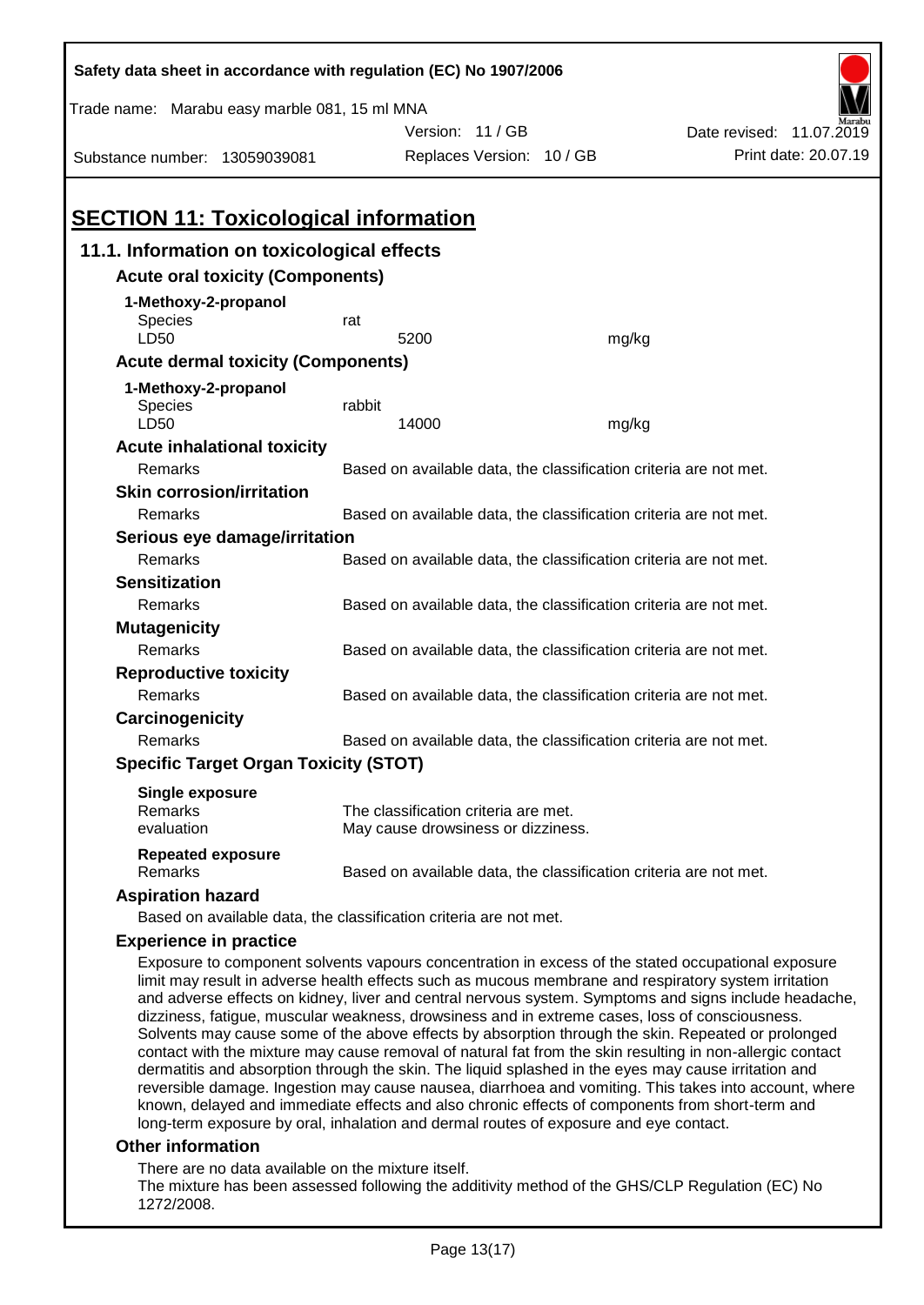## SECTION 11: Toxicological information

### 11.1. Information on toxicological effects

**Acute oral toxicity (Components)**

**1-Methoxy-2-propanol**

| | | |
|---|---|---|
| Species | rat | |
| LD50 | 5200 | mg/kg |

**Acute dermal toxicity (Components)**

**1-Methoxy-2-propanol**

| | | |
|---|---|---|
| Species | rabbit | |
| LD50 | 14000 | mg/kg |

**Acute inhalational toxicity**

Remarks: Based on available data, the classification criteria are not met.

**Skin corrosion/irritation**

Remarks: Based on available data, the classification criteria are not met.

**Serious eye damage/irritation**

Remarks: Based on available data, the classification criteria are not met.

**Sensitization**

Remarks: Based on available data, the classification criteria are not met.

**Mutagenicity**

Remarks: Based on available data, the classification criteria are not met.

**Reproductive toxicity**

Remarks: Based on available data, the classification criteria are not met.

**Carcinogenicity**

Remarks: Based on available data, the classification criteria are not met.

**Specific Target Organ Toxicity (STOT)**

**Single exposure**

Remarks: The classification criteria are met.
evaluation: May cause drowsiness or dizziness.

**Repeated exposure**

Remarks: Based on available data, the classification criteria are not met.

**Aspiration hazard**

Based on available data, the classification criteria are not met.

**Experience in practice**

Exposure to component solvents vapours concentration in excess of the stated occupational exposure limit may result in adverse health effects such as mucous membrane and respiratory system irritation and adverse effects on kidney, liver and central nervous system. Symptoms and signs include headache, dizziness, fatigue, muscular weakness, drowsiness and in extreme cases, loss of consciousness. Solvents may cause some of the above effects by absorption through the skin. Repeated or prolonged contact with the mixture may cause removal of natural fat from the skin resulting in non-allergic contact dermatitis and absorption through the skin. The liquid splashed in the eyes may cause irritation and reversible damage. Ingestion may cause nausea, diarrhoea and vomiting. This takes into account, where known, delayed and immediate effects and also chronic effects of components from short-term and long-term exposure by oral, inhalation and dermal routes of exposure and eye contact.

**Other information**

There are no data available on the mixture itself.
The mixture has been assessed following the additivity method of the GHS/CLP Regulation (EC) No 1272/2008.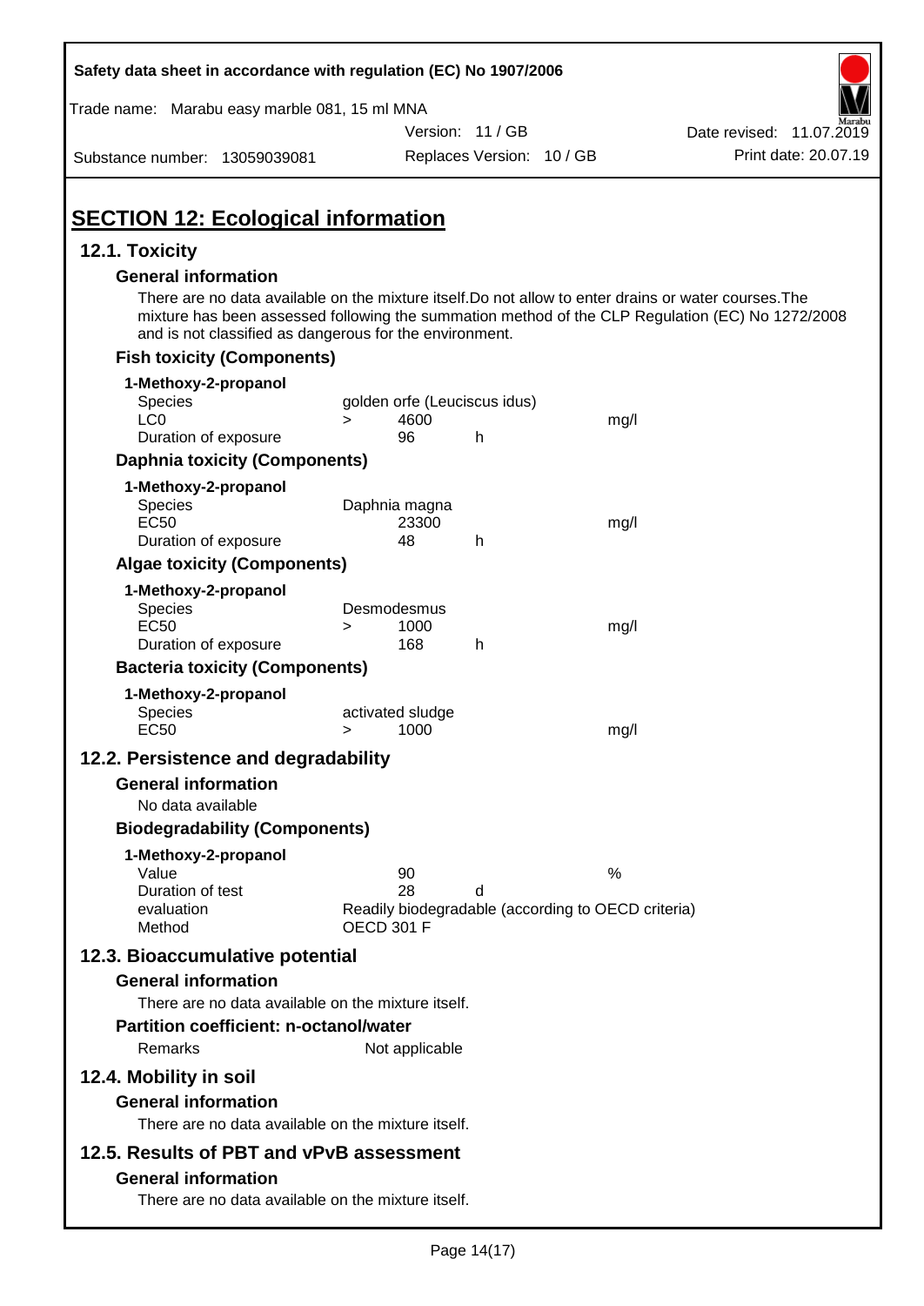## SECTION 12: Ecological information

### 12.1. Toxicity

**General information**

There are no data available on the mixture itself.Do not allow to enter drains or water courses.The mixture has been assessed following the summation method of the CLP Regulation (EC) No 1272/2008 and is not classified as dangerous for the environment.

**Fish toxicity (Components)**

| 1-Methoxy-2-propanol | | | | |
|---|---|---|---|---|
| Species | golden orfe (Leuciscus idus) | | | |
| LC0 | > | 4600 | | mg/l |
| Duration of exposure | | 96 | h | |

**Daphnia toxicity (Components)**

| 1-Methoxy-2-propanol | | | | |
|---|---|---|---|---|
| Species | Daphnia magna | | | |
| EC50 | | 23300 | | mg/l |
| Duration of exposure | | 48 | h | |

**Algae toxicity (Components)**

| 1-Methoxy-2-propanol | | | | |
|---|---|---|---|---|
| Species | Desmodesmus | | | |
| EC50 | > | 1000 | | mg/l |
| Duration of exposure | | 168 | h | |

**Bacteria toxicity (Components)**

| 1-Methoxy-2-propanol | | | | |
|---|---|---|---|---|
| Species | activated sludge | | | |
| EC50 | > | 1000 | | mg/l |

### 12.2. Persistence and degradability

**General information**

No data available

**Biodegradability (Components)**

| 1-Methoxy-2-propanol | | | |
|---|---|---|---|
| Value | 90 | | % |
| Duration of test | 28 | d | |
| evaluation | Readily biodegradable (according to OECD criteria) | | |
| Method | OECD 301 F | | |

### 12.3. Bioaccumulative potential

**General information**

There are no data available on the mixture itself.

**Partition coefficient: n-octanol/water**

Remarks Not applicable

### 12.4. Mobility in soil

**General information**

There are no data available on the mixture itself.

### 12.5. Results of PBT and vPvB assessment

**General information**

There are no data available on the mixture itself.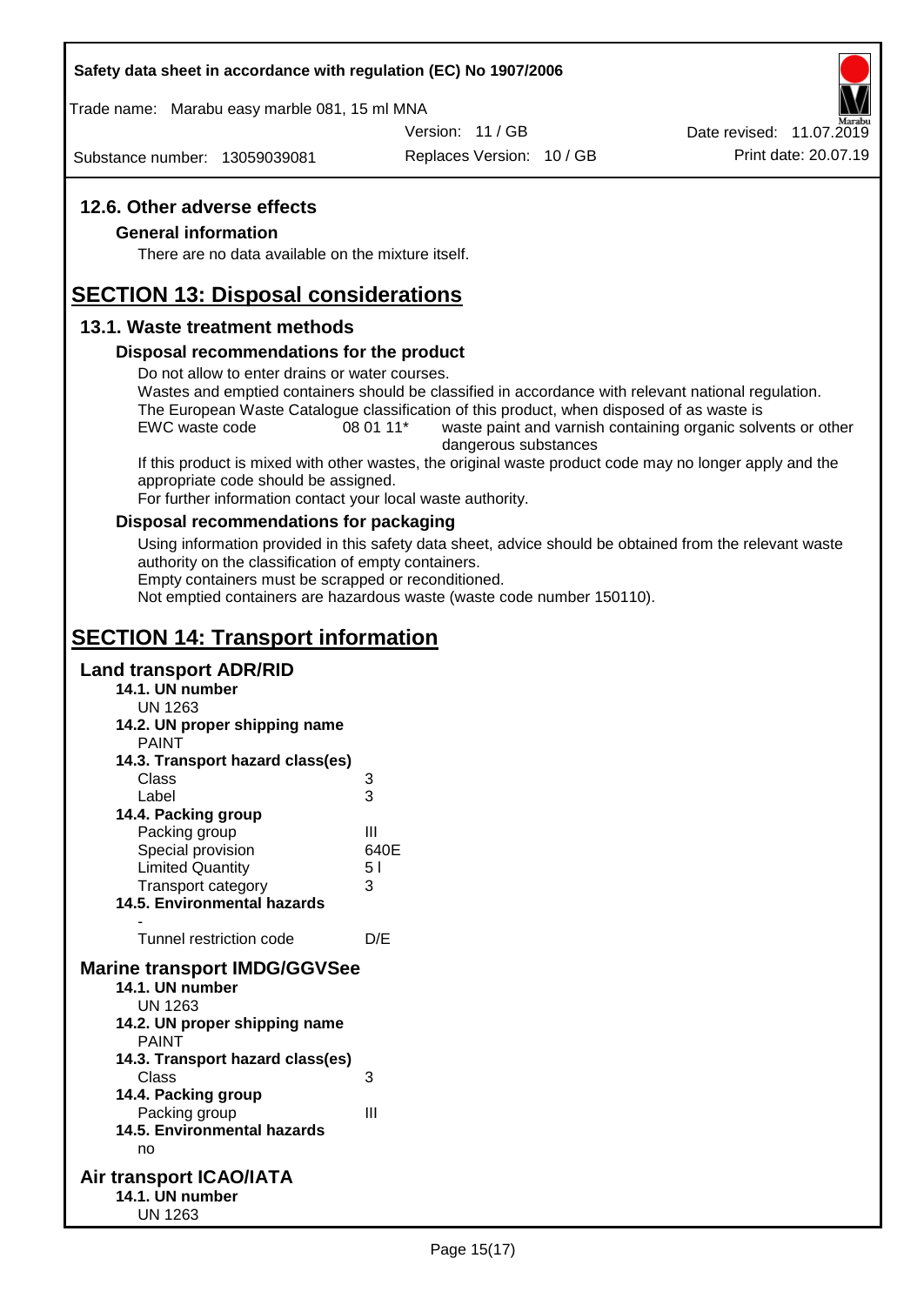## 12.6. Other adverse effects

### General information

There are no data available on the mixture itself.

# SECTION 13: Disposal considerations

## 13.1. Waste treatment methods

### Disposal recommendations for the product

Do not allow to enter drains or water courses.
Wastes and emptied containers should be classified in accordance with relevant national regulation.
The European Waste Catalogue classification of this product, when disposed of as waste is

| EWC waste code | 08 01 11* | waste paint and varnish containing organic solvents or other dangerous substances |
|---|---|---|

If this product is mixed with other wastes, the original waste product code may no longer apply and the appropriate code should be assigned.
For further information contact your local waste authority.

### Disposal recommendations for packaging

Using information provided in this safety data sheet, advice should be obtained from the relevant waste authority on the classification of empty containers.
Empty containers must be scrapped or reconditioned.
Not emptied containers are hazardous waste (waste code number 150110).

# SECTION 14: Transport information

## Land transport ADR/RID

**14.1. UN number**
UN 1263

**14.2. UN proper shipping name**
PAINT

**14.3. Transport hazard class(es)**

| | |
|---|---|
| Class | 3 |
| Label | 3 |

**14.4. Packing group**

| | |
|---|---|
| Packing group | III |
| Special provision | 640E |
| Limited Quantity | 5 l |
| Transport category | 3 |

**14.5. Environmental hazards**
-

| | |
|---|---|
| Tunnel restriction code | D/E |

## Marine transport IMDG/GGVSee

**14.1. UN number**
UN 1263

**14.2. UN proper shipping name**
PAINT

**14.3. Transport hazard class(es)**

| | |
|---|---|
| Class | 3 |

**14.4. Packing group**

| | |
|---|---|
| Packing group | III |

**14.5. Environmental hazards**
no

## Air transport ICAO/IATA

**14.1. UN number**
UN 1263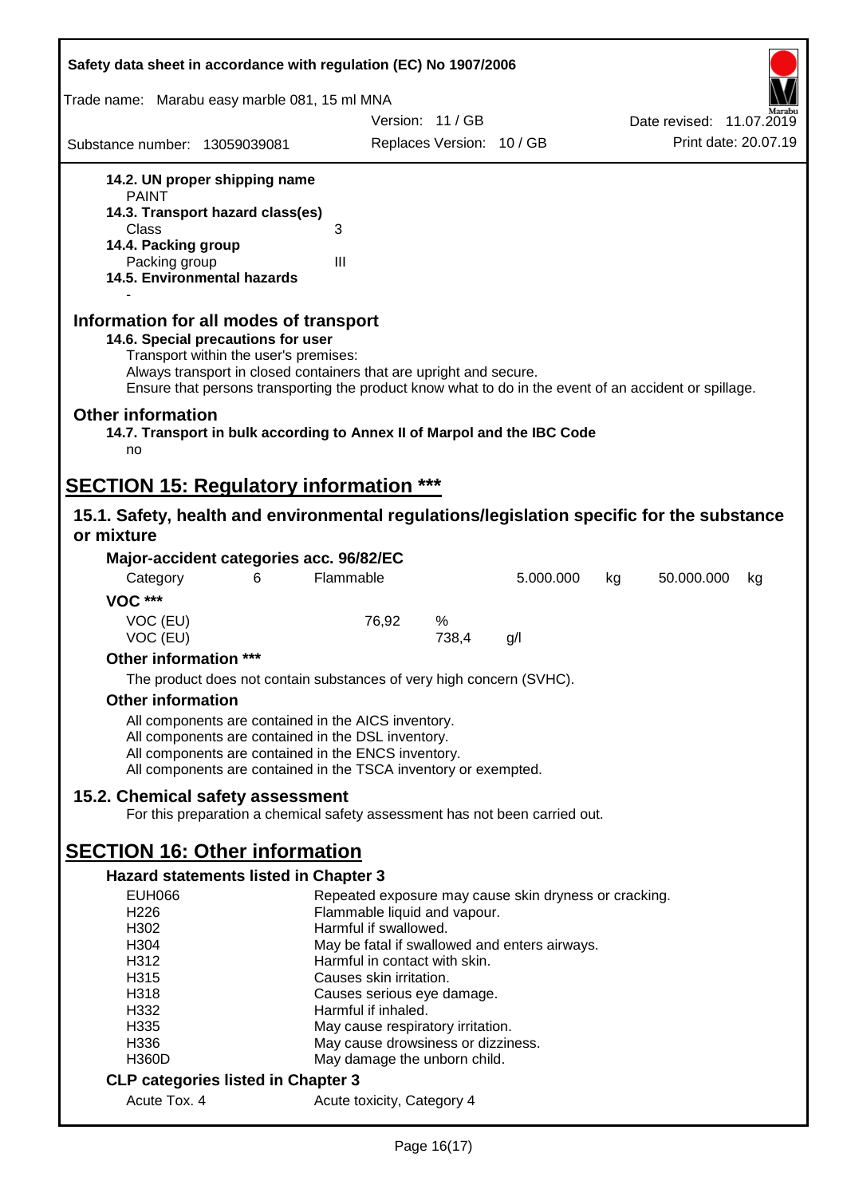**14.2. UN proper shipping name**
PAINT

**14.3. Transport hazard class(es)**

Class 3

**14.4. Packing group**

Packing group III

**14.5. Environmental hazards**

-

## Information for all modes of transport

**14.6. Special precautions for user**

Transport within the user's premises:
Always transport in closed containers that are upright and secure.
Ensure that persons transporting the product know what to do in the event of an accident or spillage.

## Other information

**14.7. Transport in bulk according to Annex II of Marpol and the IBC Code**

no

# SECTION 15: Regulatory information ***

## 15.1. Safety, health and environmental regulations/legislation specific for the substance or mixture

**Major-accident categories acc. 96/82/EC**

| Category | 6 | Flammable | 5.000.000 | kg | 50.000.000 | kg |
|---|---|---|---|---|---|---|

**VOC *****

| | | | |
|---|---|---|---|
| VOC (EU) | 76,92 | % | |
| VOC (EU) | | 738,4 | g/l |

**Other information *****

The product does not contain substances of very high concern (SVHC).

**Other information**

All components are contained in the AICS inventory.
All components are contained in the DSL inventory.
All components are contained in the ENCS inventory.
All components are contained in the TSCA inventory or exempted.

## 15.2. Chemical safety assessment

For this preparation a chemical safety assessment has not been carried out.

# SECTION 16: Other information

**Hazard statements listed in Chapter 3**

| | |
|---|---|
| EUH066 | Repeated exposure may cause skin dryness or cracking. |
| H226 | Flammable liquid and vapour. |
| H302 | Harmful if swallowed. |
| H304 | May be fatal if swallowed and enters airways. |
| H312 | Harmful in contact with skin. |
| H315 | Causes skin irritation. |
| H318 | Causes serious eye damage. |
| H332 | Harmful if inhaled. |
| H335 | May cause respiratory irritation. |
| H336 | May cause drowsiness or dizziness. |
| H360D | May damage the unborn child. |

**CLP categories listed in Chapter 3**

| | |
|---|---|
| Acute Tox. 4 | Acute toxicity, Category 4 |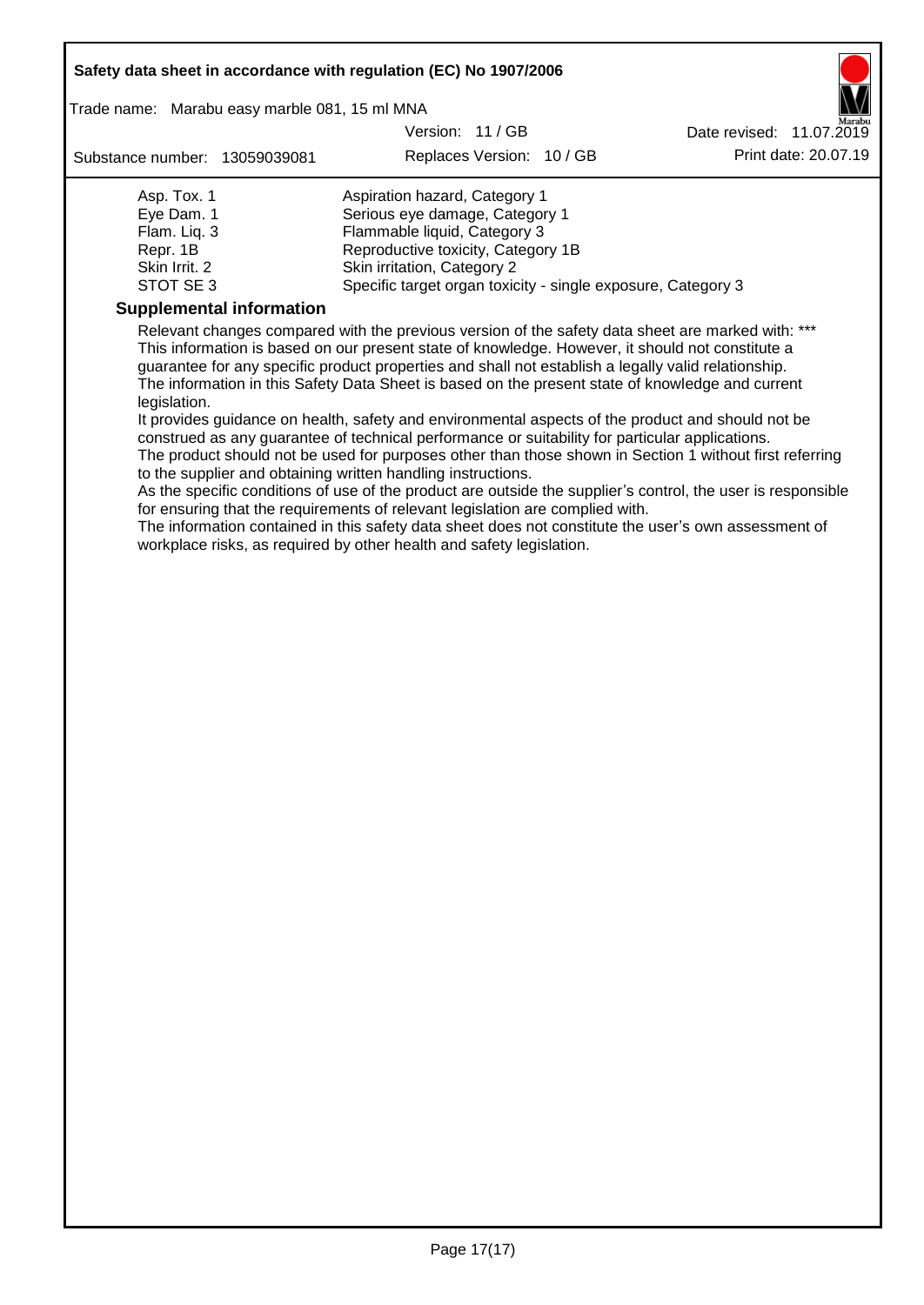| | |
|---|---|
| Asp. Tox. 1 | Aspiration hazard, Category 1 |
| Eye Dam. 1 | Serious eye damage, Category 1 |
| Flam. Liq. 3 | Flammable liquid, Category 3 |
| Repr. 1B | Reproductive toxicity, Category 1B |
| Skin Irrit. 2 | Skin irritation, Category 2 |
| STOT SE 3 | Specific target organ toxicity - single exposure, Category 3 |

### Supplemental information

Relevant changes compared with the previous version of the safety data sheet are marked with: ***
This information is based on our present state of knowledge. However, it should not constitute a guarantee for any specific product properties and shall not establish a legally valid relationship.
The information in this Safety Data Sheet is based on the present state of knowledge and current legislation.
It provides guidance on health, safety and environmental aspects of the product and should not be construed as any guarantee of technical performance or suitability for particular applications.
The product should not be used for purposes other than those shown in Section 1 without first referring to the supplier and obtaining written handling instructions.
As the specific conditions of use of the product are outside the supplier's control, the user is responsible for ensuring that the requirements of relevant legislation are complied with.
The information contained in this safety data sheet does not constitute the user's own assessment of workplace risks, as required by other health and safety legislation.